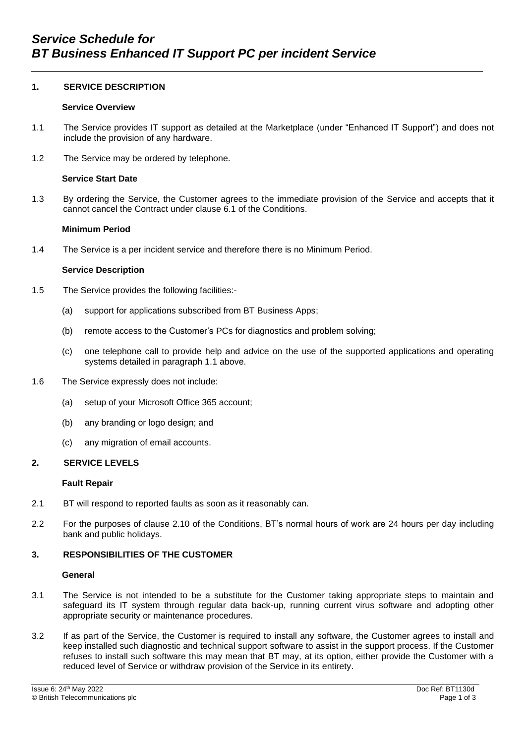# *Service Schedule for BT Business Enhanced IT Support PC per incident Service*

## 1. SERVICE DESCRIPTION

### Service Overview

1.1 The Service provides IT support as detailed at the Marketplace (under "Enhanced IT Support") and does not include the provision of any hardware.

1.2 The Service may be ordered by telephone.

### Service Start Date

1.3 By ordering the Service, the Customer agrees to the immediate provision of the Service and accepts that it cannot cancel the Contract under clause 6.1 of the Conditions.

### Minimum Period

1.4 The Service is a per incident service and therefore there is no Minimum Period.

### Service Description

1.5 The Service provides the following facilities:-

(a) support for applications subscribed from BT Business Apps;

(b) remote access to the Customer's PCs for diagnostics and problem solving;

(c) one telephone call to provide help and advice on the use of the supported applications and operating systems detailed in paragraph 1.1 above.

1.6 The Service expressly does not include:

(a) setup of your Microsoft Office 365 account;

(b) any branding or logo design; and

(c) any migration of email accounts.

## 2. SERVICE LEVELS

### Fault Repair

2.1 BT will respond to reported faults as soon as it reasonably can.

2.2 For the purposes of clause 2.10 of the Conditions, BT's normal hours of work are 24 hours per day including bank and public holidays.

## 3. RESPONSIBILITIES OF THE CUSTOMER

### General

3.1 The Service is not intended to be a substitute for the Customer taking appropriate steps to maintain and safeguard its IT system through regular data back-up, running current virus software and adopting other appropriate security or maintenance procedures.

3.2 If as part of the Service, the Customer is required to install any software, the Customer agrees to install and keep installed such diagnostic and technical support software to assist in the support process. If the Customer refuses to install such software this may mean that BT may, at its option, either provide the Customer with a reduced level of Service or withdraw provision of the Service in its entirety.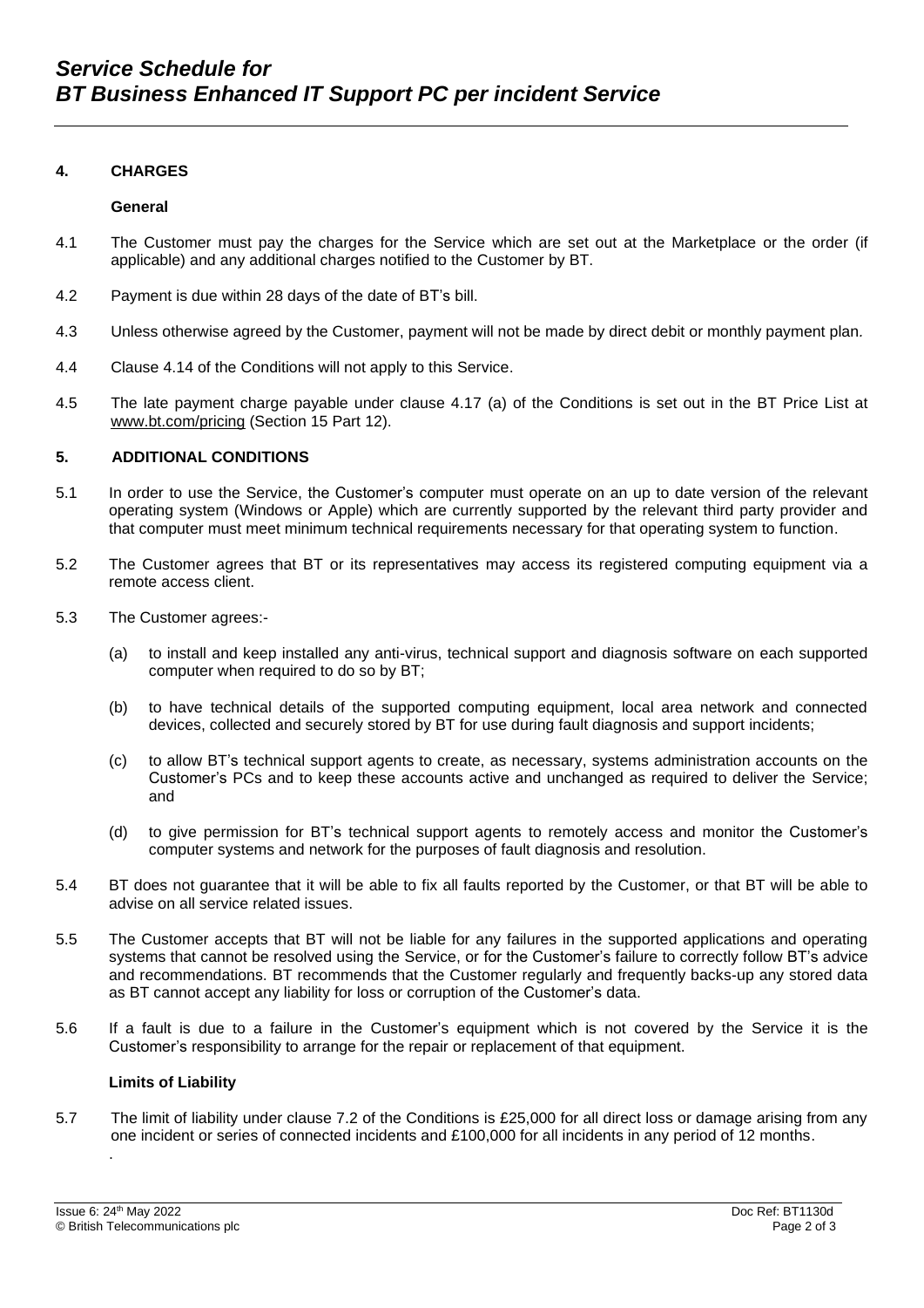## 4. CHARGES

### General

4.1 The Customer must pay the charges for the Service which are set out at the Marketplace or the order (if applicable) and any additional charges notified to the Customer by BT.

4.2 Payment is due within 28 days of the date of BT's bill.

4.3 Unless otherwise agreed by the Customer, payment will not be made by direct debit or monthly payment plan.

4.4 Clause 4.14 of the Conditions will not apply to this Service.

4.5 The late payment charge payable under clause 4.17 (a) of the Conditions is set out in the BT Price List at www.bt.com/pricing (Section 15 Part 12).

## 5. ADDITIONAL CONDITIONS

5.1 In order to use the Service, the Customer's computer must operate on an up to date version of the relevant operating system (Windows or Apple) which are currently supported by the relevant third party provider and that computer must meet minimum technical requirements necessary for that operating system to function.

5.2 The Customer agrees that BT or its representatives may access its registered computing equipment via a remote access client.

5.3 The Customer agrees:-

(a) to install and keep installed any anti-virus, technical support and diagnosis software on each supported computer when required to do so by BT;

(b) to have technical details of the supported computing equipment, local area network and connected devices, collected and securely stored by BT for use during fault diagnosis and support incidents;

(c) to allow BT's technical support agents to create, as necessary, systems administration accounts on the Customer's PCs and to keep these accounts active and unchanged as required to deliver the Service; and

(d) to give permission for BT's technical support agents to remotely access and monitor the Customer's computer systems and network for the purposes of fault diagnosis and resolution.

5.4 BT does not guarantee that it will be able to fix all faults reported by the Customer, or that BT will be able to advise on all service related issues.

5.5 The Customer accepts that BT will not be liable for any failures in the supported applications and operating systems that cannot be resolved using the Service, or for the Customer's failure to correctly follow BT's advice and recommendations. BT recommends that the Customer regularly and frequently backs-up any stored data as BT cannot accept any liability for loss or corruption of the Customer's data.

5.6 If a fault is due to a failure in the Customer's equipment which is not covered by the Service it is the Customer's responsibility to arrange for the repair or replacement of that equipment.

### Limits of Liability

5.7 The limit of liability under clause 7.2 of the Conditions is £25,000 for all direct loss or damage arising from any one incident or series of connected incidents and £100,000 for all incidents in any period of 12 months.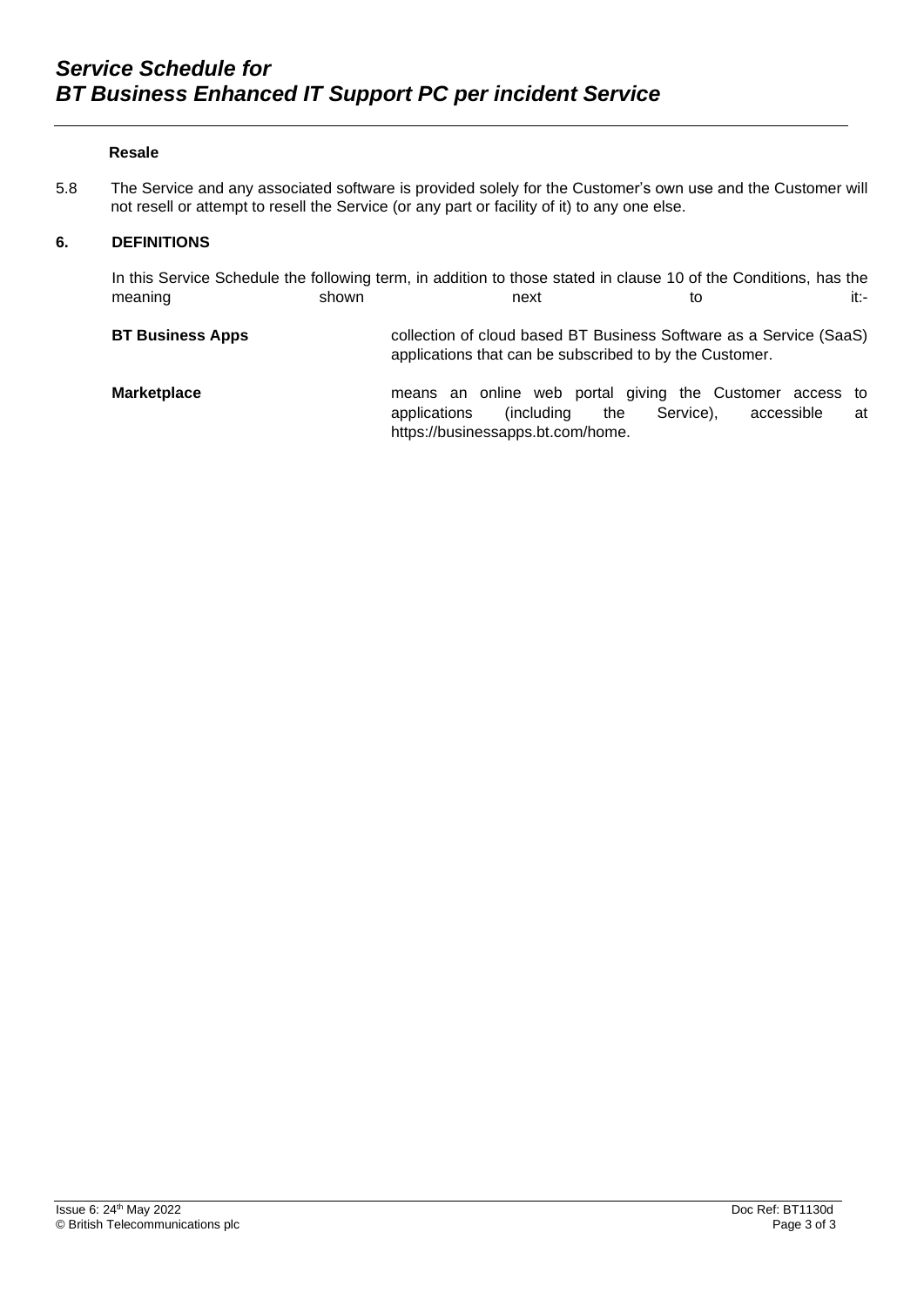### Resale

5.8 The Service and any associated software is provided solely for the Customer's own use and the Customer will not resell or attempt to resell the Service (or any part or facility of it) to any one else.

## 6. DEFINITIONS

In this Service Schedule the following term, in addition to those stated in clause 10 of the Conditions, has the meaning shown next to it:-

| | |
|---|---|
| **BT Business Apps** | collection of cloud based BT Business Software as a Service (SaaS) applications that can be subscribed to by the Customer. |
| **Marketplace** | means an online web portal giving the Customer access to applications (including the Service), accessible at https://businessapps.bt.com/home. |